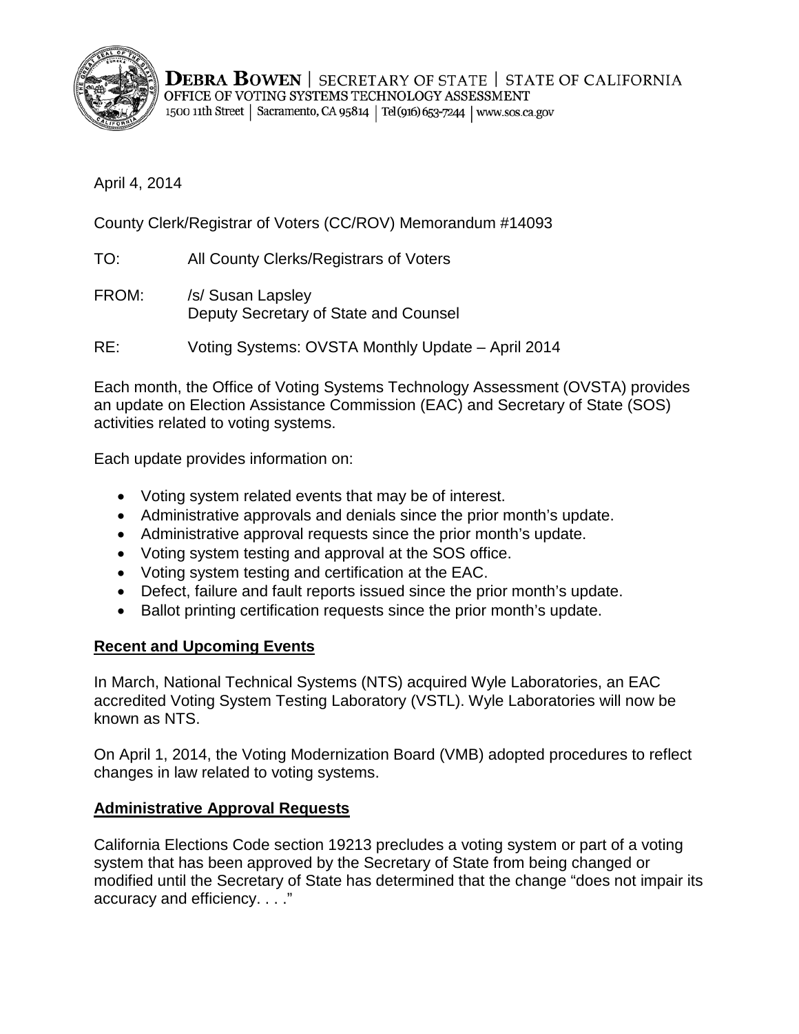**DEBRA BOWEN** | SECRETARY OF STATE | STATE OF CALIFORNIA
OFFICE OF VOTING SYSTEMS TECHNOLOGY ASSESSMENT
1500 11th Street | Sacramento, CA 95814 | Tel (916) 653-7244 | www.sos.ca.gov

April 4, 2014

County Clerk/Registrar of Voters (CC/ROV) Memorandum #14093

TO: All County Clerks/Registrars of Voters

FROM: /s/ Susan Lapsley
Deputy Secretary of State and Counsel

RE: Voting Systems: OVSTA Monthly Update – April 2014

Each month, the Office of Voting Systems Technology Assessment (OVSTA) provides an update on Election Assistance Commission (EAC) and Secretary of State (SOS) activities related to voting systems.

Each update provides information on:

- Voting system related events that may be of interest.
- Administrative approvals and denials since the prior month's update.
- Administrative approval requests since the prior month's update.
- Voting system testing and approval at the SOS office.
- Voting system testing and certification at the EAC.
- Defect, failure and fault reports issued since the prior month's update.
- Ballot printing certification requests since the prior month's update.

## Recent and Upcoming Events

In March, National Technical Systems (NTS) acquired Wyle Laboratories, an EAC accredited Voting System Testing Laboratory (VSTL). Wyle Laboratories will now be known as NTS.

On April 1, 2014, the Voting Modernization Board (VMB) adopted procedures to reflect changes in law related to voting systems.

## Administrative Approval Requests

California Elections Code section 19213 precludes a voting system or part of a voting system that has been approved by the Secretary of State from being changed or modified until the Secretary of State has determined that the change "does not impair its accuracy and efficiency. . . ."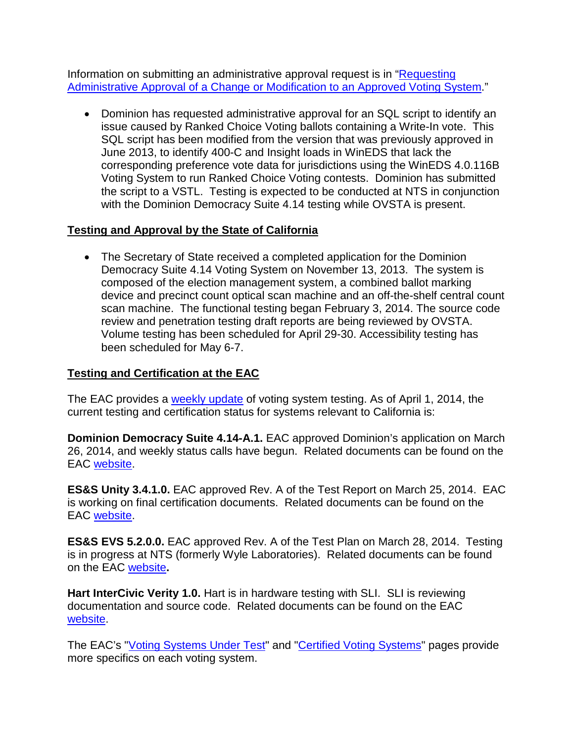Information on submitting an administrative approval request is in "[Requesting Administrative Approval of a Change or Modification to an Approved Voting System](#)."

- Dominion has requested administrative approval for an SQL script to identify an issue caused by Ranked Choice Voting ballots containing a Write-In vote. This SQL script has been modified from the version that was previously approved in June 2013, to identify 400-C and Insight loads in WinEDS that lack the corresponding preference vote data for jurisdictions using the WinEDS 4.0.116B Voting System to run Ranked Choice Voting contests. Dominion has submitted the script to a VSTL. Testing is expected to be conducted at NTS in conjunction with the Dominion Democracy Suite 4.14 testing while OVSTA is present.

**Testing and Approval by the State of California**

- The Secretary of State received a completed application for the Dominion Democracy Suite 4.14 Voting System on November 13, 2013. The system is composed of the election management system, a combined ballot marking device and precinct count optical scan machine and an off-the-shelf central count scan machine. The functional testing began February 3, 2014. The source code review and penetration testing draft reports are being reviewed by OVSTA. Volume testing has been scheduled for April 29-30. Accessibility testing has been scheduled for May 6-7.

**Testing and Certification at the EAC**

The EAC provides a weekly update of voting system testing. As of April 1, 2014, the current testing and certification status for systems relevant to California is:

**Dominion Democracy Suite 4.14-A.1.** EAC approved Dominion's application on March 26, 2014, and weekly status calls have begun. Related documents can be found on the EAC website.

**ES&S Unity 3.4.1.0.** EAC approved Rev. A of the Test Report on March 25, 2014. EAC is working on final certification documents. Related documents can be found on the EAC website.

**ES&S EVS 5.2.0.0.** EAC approved Rev. A of the Test Plan on March 28, 2014. Testing is in progress at NTS (formerly Wyle Laboratories). Related documents can be found on the EAC website**.**

**Hart InterCivic Verity 1.0.** Hart is in hardware testing with SLI. SLI is reviewing documentation and source code. Related documents can be found on the EAC website.

The EAC's "Voting Systems Under Test" and "Certified Voting Systems" pages provide more specifics on each voting system.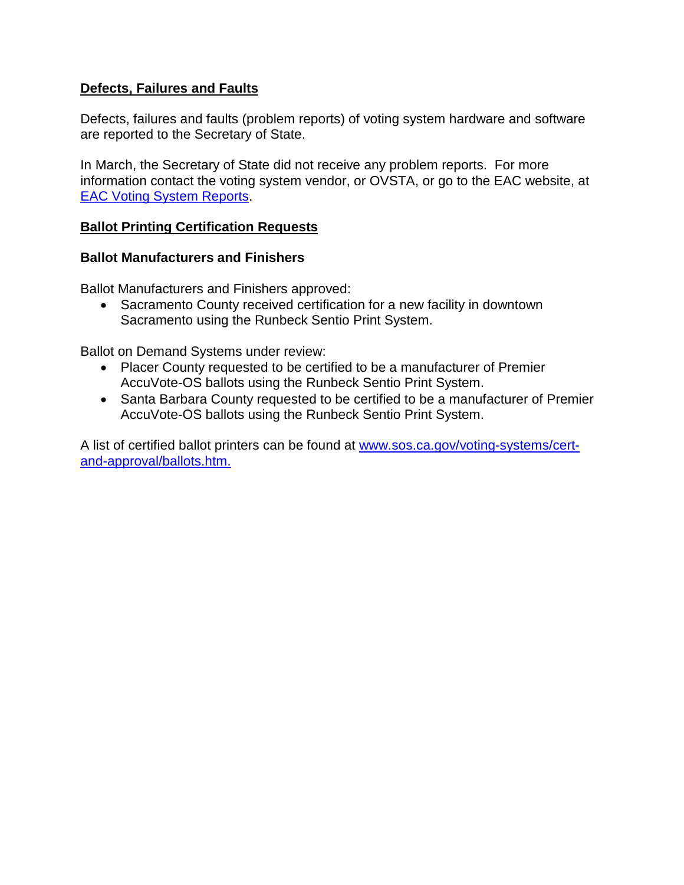## Defects, Failures and Faults

Defects, failures and faults (problem reports) of voting system hardware and software are reported to the Secretary of State.

In March, the Secretary of State did not receive any problem reports. For more information contact the voting system vendor, or OVSTA, or go to the EAC website, at EAC Voting System Reports.

## Ballot Printing Certification Requests

### Ballot Manufacturers and Finishers

Ballot Manufacturers and Finishers approved:

- Sacramento County received certification for a new facility in downtown Sacramento using the Runbeck Sentio Print System.

Ballot on Demand Systems under review:

- Placer County requested to be certified to be a manufacturer of Premier AccuVote-OS ballots using the Runbeck Sentio Print System.
- Santa Barbara County requested to be certified to be a manufacturer of Premier AccuVote-OS ballots using the Runbeck Sentio Print System.

A list of certified ballot printers can be found at www.sos.ca.gov/voting-systems/cert-and-approval/ballots.htm.